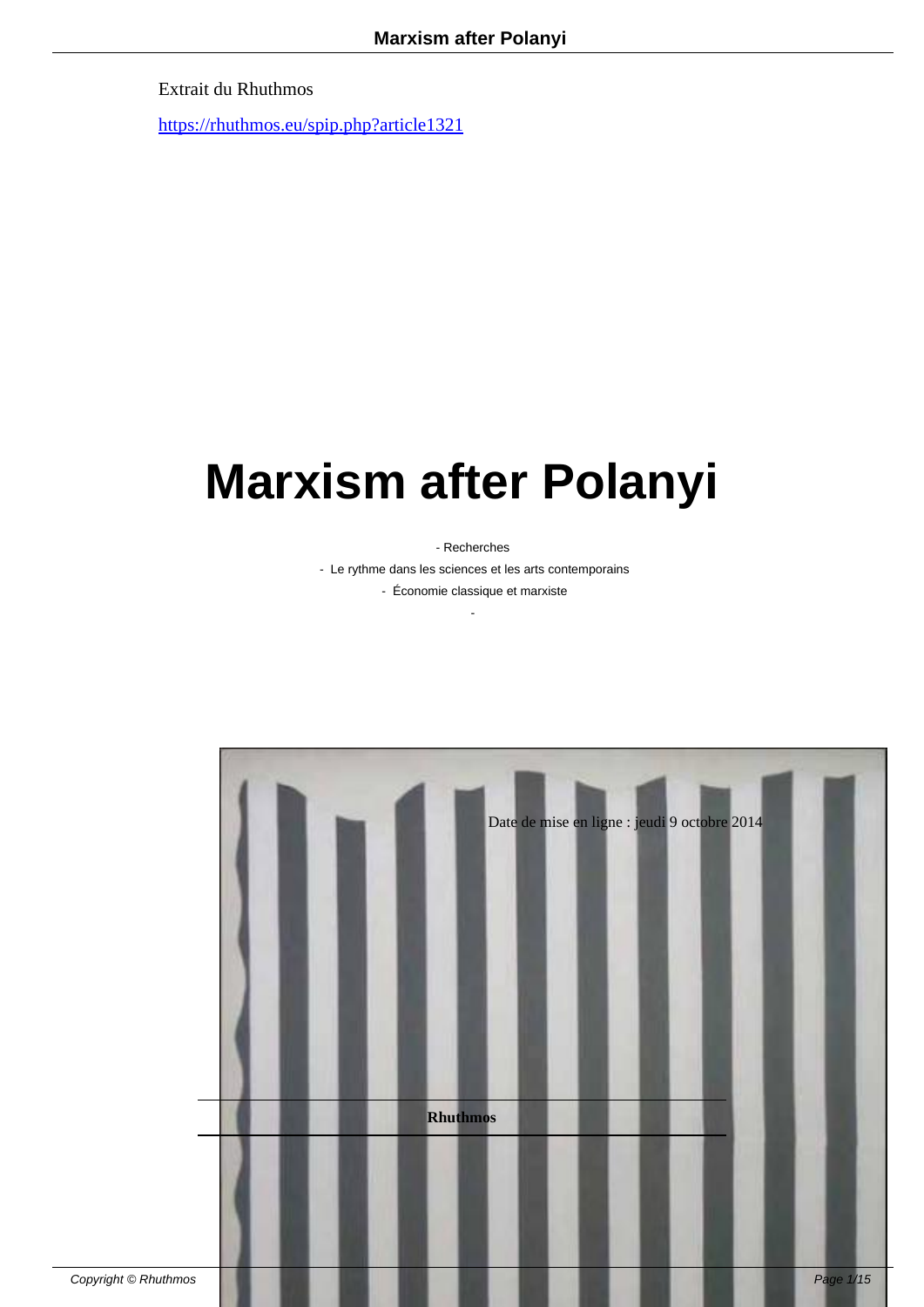Extrait du Rhuthmos

https://rhuthmos.eu/spip.php?article1321

# Marxism after Polanyi

- Recherches
- Le rythme dans les sciences et les arts contemporains
- Économie classique et marxiste
-

Date de mise en ligne : jeudi 9 octobre 2014

**Rhuthmos**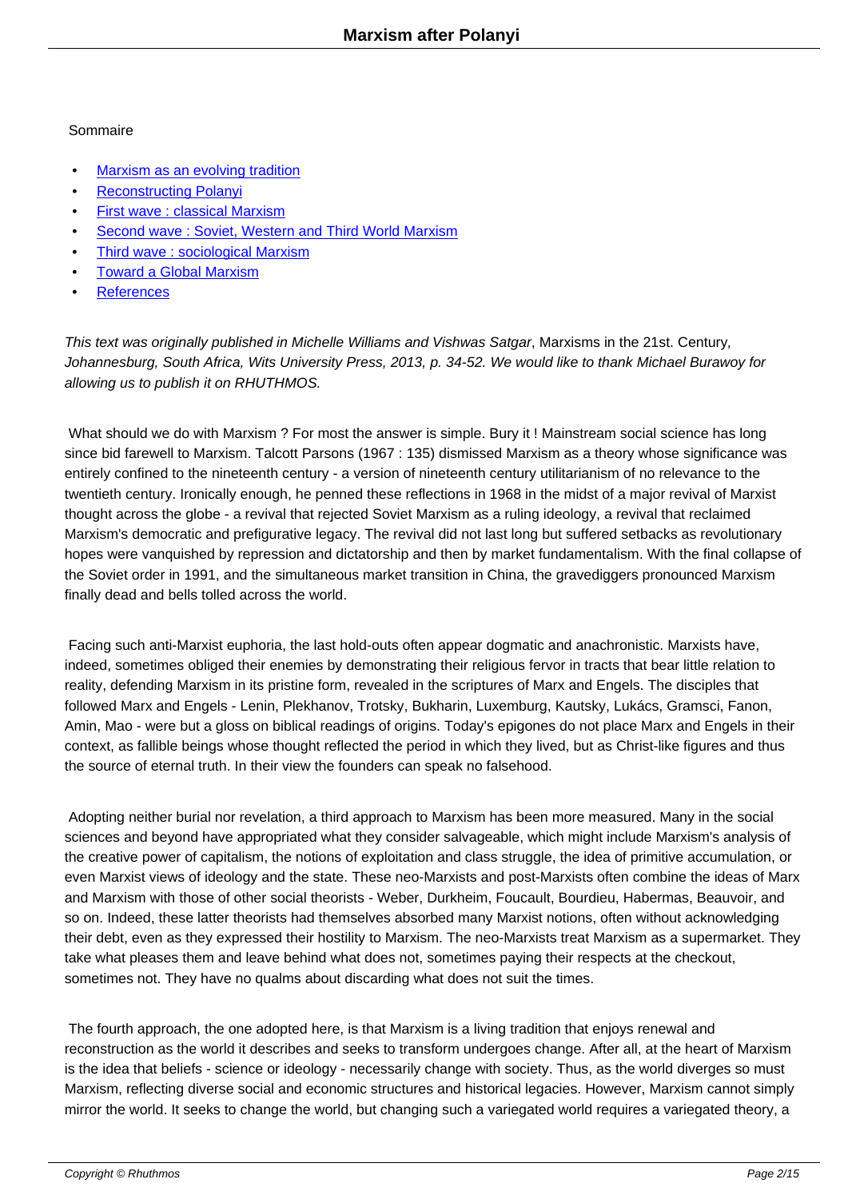Sommaire

- Marxism as an evolving tradition
- Reconstructing Polanyi
- First wave : classical Marxism
- Second wave : Soviet, Western and Third World Marxism
- Third wave : sociological Marxism
- Toward a Global Marxism
- References

*This text was originally published in Michelle Williams and Vishwas Satgar*, Marxisms in the 21st. Century*, Johannesburg, South Africa, Wits University Press, 2013, p. 34-52. We would like to thank Michael Burawoy for allowing us to publish it on RHUTHMOS.*

What should we do with Marxism ? For most the answer is simple. Bury it ! Mainstream social science has long since bid farewell to Marxism. Talcott Parsons (1967 : 135) dismissed Marxism as a theory whose significance was entirely confined to the nineteenth century - a version of nineteenth century utilitarianism of no relevance to the twentieth century. Ironically enough, he penned these reflections in 1968 in the midst of a major revival of Marxist thought across the globe - a revival that rejected Soviet Marxism as a ruling ideology, a revival that reclaimed Marxism's democratic and prefigurative legacy. The revival did not last long but suffered setbacks as revolutionary hopes were vanquished by repression and dictatorship and then by market fundamentalism. With the final collapse of the Soviet order in 1991, and the simultaneous market transition in China, the gravediggers pronounced Marxism finally dead and bells tolled across the world.

Facing such anti-Marxist euphoria, the last hold-outs often appear dogmatic and anachronistic. Marxists have, indeed, sometimes obliged their enemies by demonstrating their religious fervor in tracts that bear little relation to reality, defending Marxism in its pristine form, revealed in the scriptures of Marx and Engels. The disciples that followed Marx and Engels - Lenin, Plekhanov, Trotsky, Bukharin, Luxemburg, Kautsky, Lukács, Gramsci, Fanon, Amin, Mao - were but a gloss on biblical readings of origins. Today's epigones do not place Marx and Engels in their context, as fallible beings whose thought reflected the period in which they lived, but as Christ-like figures and thus the source of eternal truth. In their view the founders can speak no falsehood.

Adopting neither burial nor revelation, a third approach to Marxism has been more measured. Many in the social sciences and beyond have appropriated what they consider salvageable, which might include Marxism's analysis of the creative power of capitalism, the notions of exploitation and class struggle, the idea of primitive accumulation, or even Marxist views of ideology and the state. These neo-Marxists and post-Marxists often combine the ideas of Marx and Marxism with those of other social theorists - Weber, Durkheim, Foucault, Bourdieu, Habermas, Beauvoir, and so on. Indeed, these latter theorists had themselves absorbed many Marxist notions, often without acknowledging their debt, even as they expressed their hostility to Marxism. The neo-Marxists treat Marxism as a supermarket. They take what pleases them and leave behind what does not, sometimes paying their respects at the checkout, sometimes not. They have no qualms about discarding what does not suit the times.

The fourth approach, the one adopted here, is that Marxism is a living tradition that enjoys renewal and reconstruction as the world it describes and seeks to transform undergoes change. After all, at the heart of Marxism is the idea that beliefs - science or ideology - necessarily change with society. Thus, as the world diverges so must Marxism, reflecting diverse social and economic structures and historical legacies. However, Marxism cannot simply mirror the world. It seeks to change the world, but changing such a variegated world requires a variegated theory, a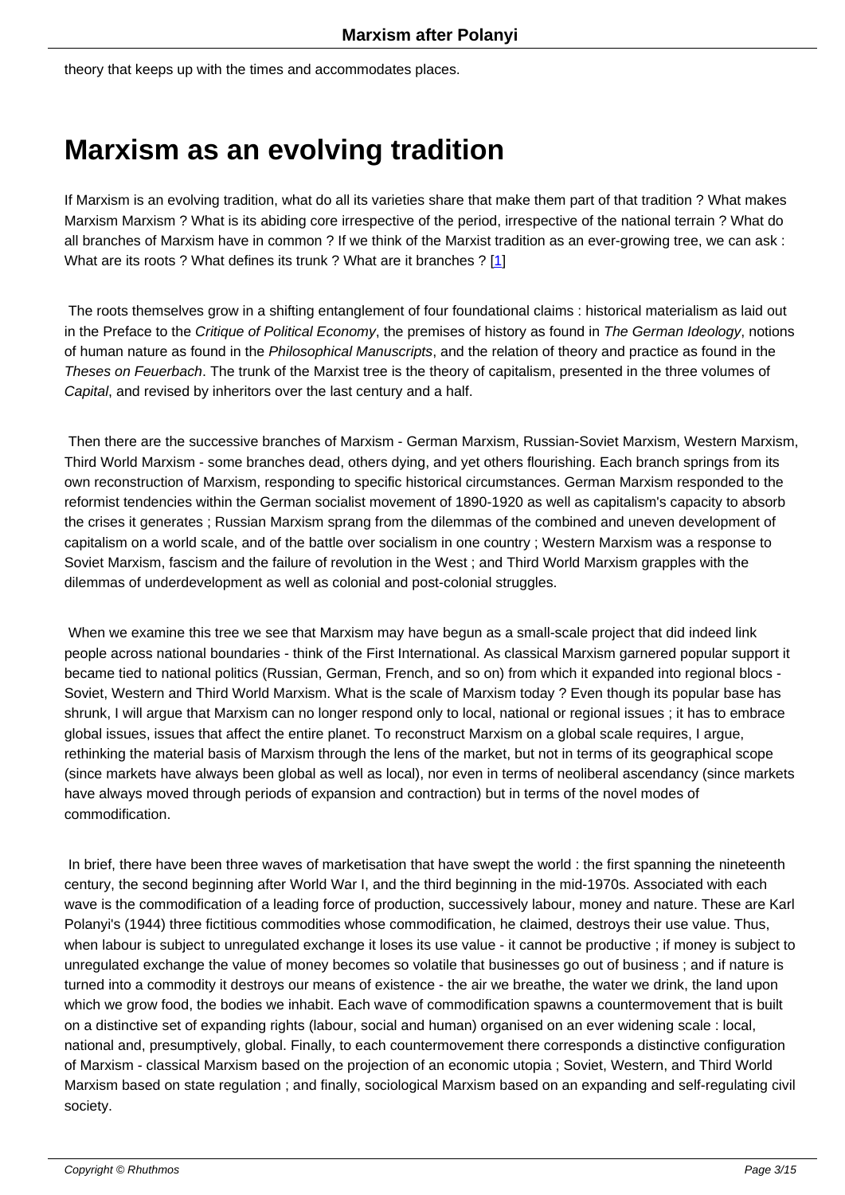theory that keeps up with the times and accommodates places.

# Marxism as an evolving tradition

If Marxism is an evolving tradition, what do all its varieties share that make them part of that tradition ? What makes Marxism Marxism ? What is its abiding core irrespective of the period, irrespective of the national terrain ? What do all branches of Marxism have in common ? If we think of the Marxist tradition as an ever-growing tree, we can ask : What are its roots ? What defines its trunk ? What are it branches ? [1]

The roots themselves grow in a shifting entanglement of four foundational claims : historical materialism as laid out in the Preface to the *Critique of Political Economy*, the premises of history as found in *The German Ideology*, notions of human nature as found in the *Philosophical Manuscripts*, and the relation of theory and practice as found in the *Theses on Feuerbach*. The trunk of the Marxist tree is the theory of capitalism, presented in the three volumes of *Capital*, and revised by inheritors over the last century and a half.

Then there are the successive branches of Marxism - German Marxism, Russian-Soviet Marxism, Western Marxism, Third World Marxism - some branches dead, others dying, and yet others flourishing. Each branch springs from its own reconstruction of Marxism, responding to specific historical circumstances. German Marxism responded to the reformist tendencies within the German socialist movement of 1890-1920 as well as capitalism's capacity to absorb the crises it generates ; Russian Marxism sprang from the dilemmas of the combined and uneven development of capitalism on a world scale, and of the battle over socialism in one country ; Western Marxism was a response to Soviet Marxism, fascism and the failure of revolution in the West ; and Third World Marxism grapples with the dilemmas of underdevelopment as well as colonial and post-colonial struggles.

When we examine this tree we see that Marxism may have begun as a small-scale project that did indeed link people across national boundaries - think of the First International. As classical Marxism garnered popular support it became tied to national politics (Russian, German, French, and so on) from which it expanded into regional blocs - Soviet, Western and Third World Marxism. What is the scale of Marxism today ? Even though its popular base has shrunk, I will argue that Marxism can no longer respond only to local, national or regional issues ; it has to embrace global issues, issues that affect the entire planet. To reconstruct Marxism on a global scale requires, I argue, rethinking the material basis of Marxism through the lens of the market, but not in terms of its geographical scope (since markets have always been global as well as local), nor even in terms of neoliberal ascendancy (since markets have always moved through periods of expansion and contraction) but in terms of the novel modes of commodification.

In brief, there have been three waves of marketisation that have swept the world : the first spanning the nineteenth century, the second beginning after World War I, and the third beginning in the mid-1970s. Associated with each wave is the commodification of a leading force of production, successively labour, money and nature. These are Karl Polanyi's (1944) three fictitious commodities whose commodification, he claimed, destroys their use value. Thus, when labour is subject to unregulated exchange it loses its use value - it cannot be productive ; if money is subject to unregulated exchange the value of money becomes so volatile that businesses go out of business ; and if nature is turned into a commodity it destroys our means of existence - the air we breathe, the water we drink, the land upon which we grow food, the bodies we inhabit. Each wave of commodification spawns a countermovement that is built on a distinctive set of expanding rights (labour, social and human) organised on an ever widening scale : local, national and, presumptively, global. Finally, to each countermovement there corresponds a distinctive configuration of Marxism - classical Marxism based on the projection of an economic utopia ; Soviet, Western, and Third World Marxism based on state regulation ; and finally, sociological Marxism based on an expanding and self-regulating civil society.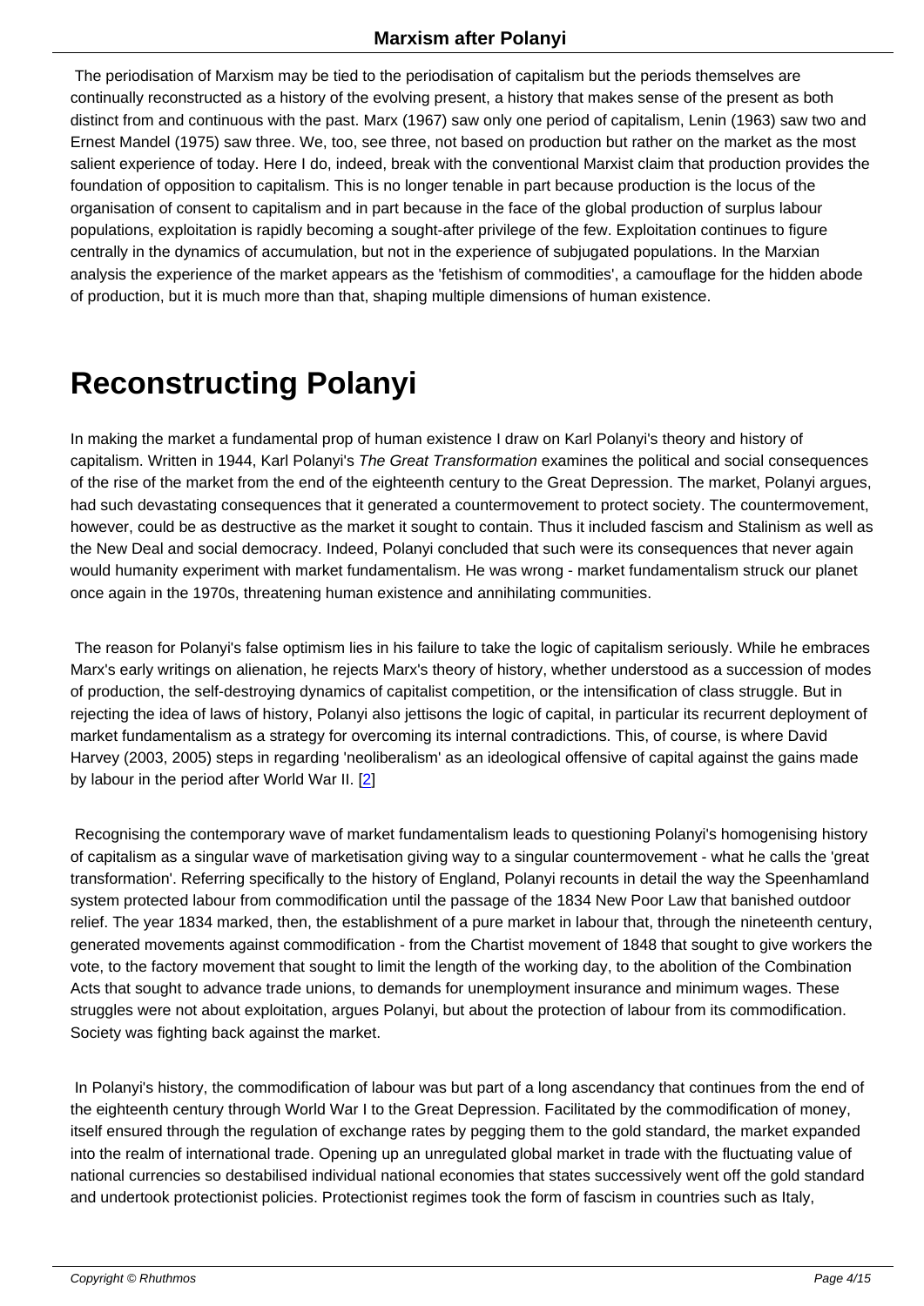The periodisation of Marxism may be tied to the periodisation of capitalism but the periods themselves are continually reconstructed as a history of the evolving present, a history that makes sense of the present as both distinct from and continuous with the past. Marx (1967) saw only one period of capitalism, Lenin (1963) saw two and Ernest Mandel (1975) saw three. We, too, see three, not based on production but rather on the market as the most salient experience of today. Here I do, indeed, break with the conventional Marxist claim that production provides the foundation of opposition to capitalism. This is no longer tenable in part because production is the locus of the organisation of consent to capitalism and in part because in the face of the global production of surplus labour populations, exploitation is rapidly becoming a sought-after privilege of the few. Exploitation continues to figure centrally in the dynamics of accumulation, but not in the experience of subjugated populations. In the Marxian analysis the experience of the market appears as the 'fetishism of commodities', a camouflage for the hidden abode of production, but it is much more than that, shaping multiple dimensions of human existence.

# Reconstructing Polanyi

In making the market a fundamental prop of human existence I draw on Karl Polanyi's theory and history of capitalism. Written in 1944, Karl Polanyi's *The Great Transformation* examines the political and social consequences of the rise of the market from the end of the eighteenth century to the Great Depression. The market, Polanyi argues, had such devastating consequences that it generated a countermovement to protect society. The countermovement, however, could be as destructive as the market it sought to contain. Thus it included fascism and Stalinism as well as the New Deal and social democracy. Indeed, Polanyi concluded that such were its consequences that never again would humanity experiment with market fundamentalism. He was wrong - market fundamentalism struck our planet once again in the 1970s, threatening human existence and annihilating communities.

The reason for Polanyi's false optimism lies in his failure to take the logic of capitalism seriously. While he embraces Marx's early writings on alienation, he rejects Marx's theory of history, whether understood as a succession of modes of production, the self-destroying dynamics of capitalist competition, or the intensification of class struggle. But in rejecting the idea of laws of history, Polanyi also jettisons the logic of capital, in particular its recurrent deployment of market fundamentalism as a strategy for overcoming its internal contradictions. This, of course, is where David Harvey (2003, 2005) steps in regarding 'neoliberalism' as an ideological offensive of capital against the gains made by labour in the period after World War II. [2]

Recognising the contemporary wave of market fundamentalism leads to questioning Polanyi's homogenising history of capitalism as a singular wave of marketisation giving way to a singular countermovement - what he calls the 'great transformation'. Referring specifically to the history of England, Polanyi recounts in detail the way the Speenhamland system protected labour from commodification until the passage of the 1834 New Poor Law that banished outdoor relief. The year 1834 marked, then, the establishment of a pure market in labour that, through the nineteenth century, generated movements against commodification - from the Chartist movement of 1848 that sought to give workers the vote, to the factory movement that sought to limit the length of the working day, to the abolition of the Combination Acts that sought to advance trade unions, to demands for unemployment insurance and minimum wages. These struggles were not about exploitation, argues Polanyi, but about the protection of labour from its commodification. Society was fighting back against the market.

In Polanyi's history, the commodification of labour was but part of a long ascendancy that continues from the end of the eighteenth century through World War I to the Great Depression. Facilitated by the commodification of money, itself ensured through the regulation of exchange rates by pegging them to the gold standard, the market expanded into the realm of international trade. Opening up an unregulated global market in trade with the fluctuating value of national currencies so destabilised individual national economies that states successively went off the gold standard and undertook protectionist policies. Protectionist regimes took the form of fascism in countries such as Italy,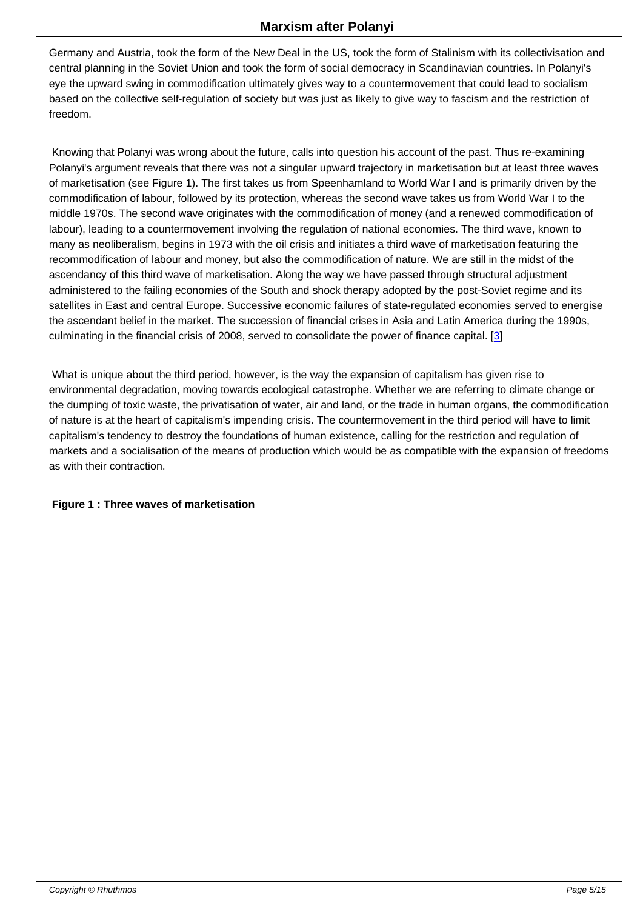Germany and Austria, took the form of the New Deal in the US, took the form of Stalinism with its collectivisation and central planning in the Soviet Union and took the form of social democracy in Scandinavian countries. In Polanyi's eye the upward swing in commodification ultimately gives way to a countermovement that could lead to socialism based on the collective self-regulation of society but was just as likely to give way to fascism and the restriction of freedom.

Knowing that Polanyi was wrong about the future, calls into question his account of the past. Thus re-examining Polanyi's argument reveals that there was not a singular upward trajectory in marketisation but at least three waves of marketisation (see Figure 1). The first takes us from Speenhamland to World War I and is primarily driven by the commodification of labour, followed by its protection, whereas the second wave takes us from World War I to the middle 1970s. The second wave originates with the commodification of money (and a renewed commodification of labour), leading to a countermovement involving the regulation of national economies. The third wave, known to many as neoliberalism, begins in 1973 with the oil crisis and initiates a third wave of marketisation featuring the recommodification of labour and money, but also the commodification of nature. We are still in the midst of the ascendancy of this third wave of marketisation. Along the way we have passed through structural adjustment administered to the failing economies of the South and shock therapy adopted by the post-Soviet regime and its satellites in East and central Europe. Successive economic failures of state-regulated economies served to energise the ascendant belief in the market. The succession of financial crises in Asia and Latin America during the 1990s, culminating in the financial crisis of 2008, served to consolidate the power of finance capital. [3]

What is unique about the third period, however, is the way the expansion of capitalism has given rise to environmental degradation, moving towards ecological catastrophe. Whether we are referring to climate change or the dumping of toxic waste, the privatisation of water, air and land, or the trade in human organs, the commodification of nature is at the heart of capitalism's impending crisis. The countermovement in the third period will have to limit capitalism's tendency to destroy the foundations of human existence, calling for the restriction and regulation of markets and a socialisation of the means of production which would be as compatible with the expansion of freedoms as with their contraction.

**Figure 1 : Three waves of marketisation**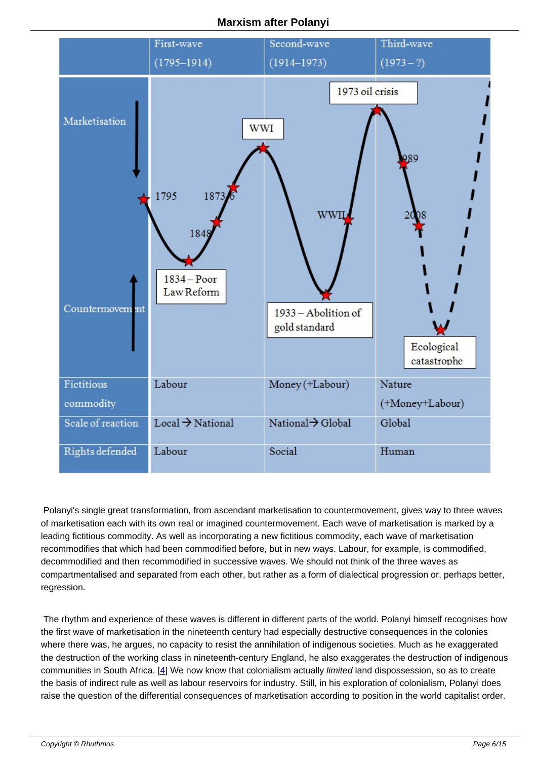| | First-wave (1795–1914) | Second-wave (1914–1973) | Third-wave (1973 – ?) |
|---|---|---|---|
| Marketisation / Countermovement | 1795, 1834 – Poor Law Reform, 1848, 1873/6, WWI | 1933 – Abolition of gold standard, WWII, 1973 oil crisis | 1989, 2008, Ecological catastrophe |
| Fictitious commodity | Labour | Money (+Labour) | Nature (+Money+Labour) |
| Scale of reaction | Local → National | National → Global | Global |
| Rights defended | Labour | Social | Human |

Polanyi's single great transformation, from ascendant marketisation to countermovement, gives way to three waves of marketisation each with its own real or imagined countermovement. Each wave of marketisation is marked by a leading fictitious commodity. As well as incorporating a new fictitious commodity, each wave of marketisation recommodifies that which had been commodified before, but in new ways. Labour, for example, is commodified, decommodified and then recommodified in successive waves. We should not think of the three waves as compartmentalised and separated from each other, but rather as a form of dialectical progression or, perhaps better, regression.

The rhythm and experience of these waves is different in different parts of the world. Polanyi himself recognises how the first wave of marketisation in the nineteenth century had especially destructive consequences in the colonies where there was, he argues, no capacity to resist the annihilation of indigenous societies. Much as he exaggerated the destruction of the working class in nineteenth-century England, he also exaggerates the destruction of indigenous communities in South Africa. [4] We now know that colonialism actually *limited* land dispossession, so as to create the basis of indirect rule as well as labour reservoirs for industry. Still, in his exploration of colonialism, Polanyi does raise the question of the differential consequences of marketisation according to position in the world capitalist order.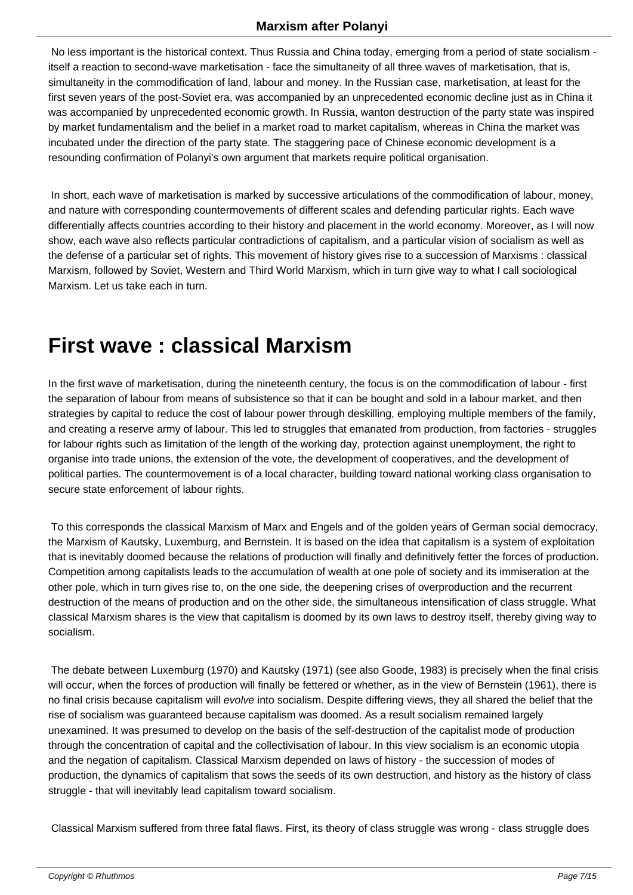No less important is the historical context. Thus Russia and China today, emerging from a period of state socialism - itself a reaction to second-wave marketisation - face the simultaneity of all three waves of marketisation, that is, simultaneity in the commodification of land, labour and money. In the Russian case, marketisation, at least for the first seven years of the post-Soviet era, was accompanied by an unprecedented economic decline just as in China it was accompanied by unprecedented economic growth. In Russia, wanton destruction of the party state was inspired by market fundamentalism and the belief in a market road to market capitalism, whereas in China the market was incubated under the direction of the party state. The staggering pace of Chinese economic development is a resounding confirmation of Polanyi's own argument that markets require political organisation.

In short, each wave of marketisation is marked by successive articulations of the commodification of labour, money, and nature with corresponding countermovements of different scales and defending particular rights. Each wave differentially affects countries according to their history and placement in the world economy. Moreover, as I will now show, each wave also reflects particular contradictions of capitalism, and a particular vision of socialism as well as the defense of a particular set of rights. This movement of history gives rise to a succession of Marxisms : classical Marxism, followed by Soviet, Western and Third World Marxism, which in turn give way to what I call sociological Marxism. Let us take each in turn.

# First wave : classical Marxism

In the first wave of marketisation, during the nineteenth century, the focus is on the commodification of labour - first the separation of labour from means of subsistence so that it can be bought and sold in a labour market, and then strategies by capital to reduce the cost of labour power through deskilling, employing multiple members of the family, and creating a reserve army of labour. This led to struggles that emanated from production, from factories - struggles for labour rights such as limitation of the length of the working day, protection against unemployment, the right to organise into trade unions, the extension of the vote, the development of cooperatives, and the development of political parties. The countermovement is of a local character, building toward national working class organisation to secure state enforcement of labour rights.

To this corresponds the classical Marxism of Marx and Engels and of the golden years of German social democracy, the Marxism of Kautsky, Luxemburg, and Bernstein. It is based on the idea that capitalism is a system of exploitation that is inevitably doomed because the relations of production will finally and definitively fetter the forces of production. Competition among capitalists leads to the accumulation of wealth at one pole of society and its immiseration at the other pole, which in turn gives rise to, on the one side, the deepening crises of overproduction and the recurrent destruction of the means of production and on the other side, the simultaneous intensification of class struggle. What classical Marxism shares is the view that capitalism is doomed by its own laws to destroy itself, thereby giving way to socialism.

The debate between Luxemburg (1970) and Kautsky (1971) (see also Goode, 1983) is precisely when the final crisis will occur, when the forces of production will finally be fettered or whether, as in the view of Bernstein (1961), there is no final crisis because capitalism will *evolve* into socialism. Despite differing views, they all shared the belief that the rise of socialism was guaranteed because capitalism was doomed. As a result socialism remained largely unexamined. It was presumed to develop on the basis of the self-destruction of the capitalist mode of production through the concentration of capital and the collectivisation of labour. In this view socialism is an economic utopia and the negation of capitalism. Classical Marxism depended on laws of history - the succession of modes of production, the dynamics of capitalism that sows the seeds of its own destruction, and history as the history of class struggle - that will inevitably lead capitalism toward socialism.

Classical Marxism suffered from three fatal flaws. First, its theory of class struggle was wrong - class struggle does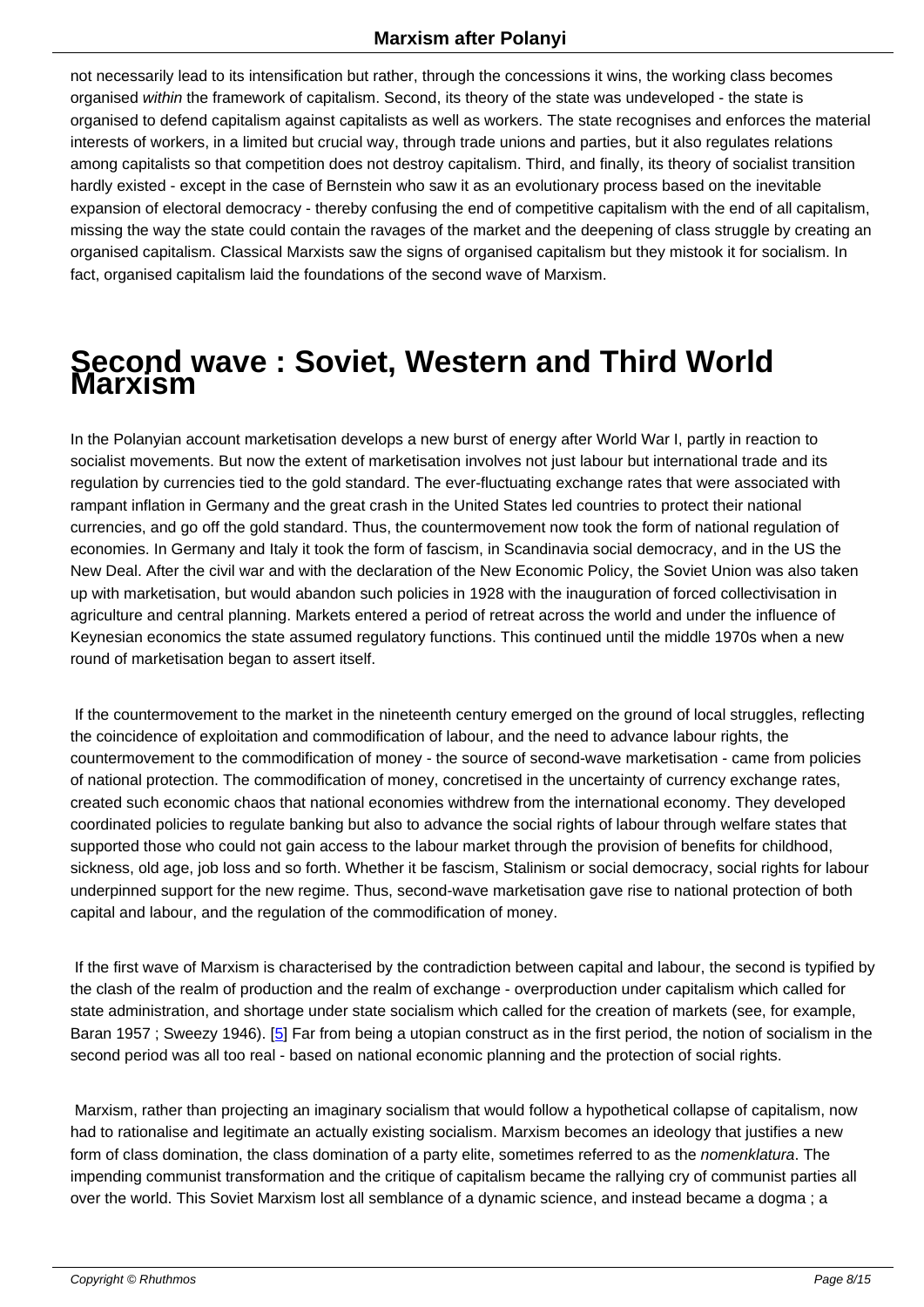not necessarily lead to its intensification but rather, through the concessions it wins, the working class becomes organised *within* the framework of capitalism. Second, its theory of the state was undeveloped - the state is organised to defend capitalism against capitalists as well as workers. The state recognises and enforces the material interests of workers, in a limited but crucial way, through trade unions and parties, but it also regulates relations among capitalists so that competition does not destroy capitalism. Third, and finally, its theory of socialist transition hardly existed - except in the case of Bernstein who saw it as an evolutionary process based on the inevitable expansion of electoral democracy - thereby confusing the end of competitive capitalism with the end of all capitalism, missing the way the state could contain the ravages of the market and the deepening of class struggle by creating an organised capitalism. Classical Marxists saw the signs of organised capitalism but they mistook it for socialism. In fact, organised capitalism laid the foundations of the second wave of Marxism.

# Second wave : Soviet, Western and Third World Marxism

In the Polanyian account marketisation develops a new burst of energy after World War I, partly in reaction to socialist movements. But now the extent of marketisation involves not just labour but international trade and its regulation by currencies tied to the gold standard. The ever-fluctuating exchange rates that were associated with rampant inflation in Germany and the great crash in the United States led countries to protect their national currencies, and go off the gold standard. Thus, the countermovement now took the form of national regulation of economies. In Germany and Italy it took the form of fascism, in Scandinavia social democracy, and in the US the New Deal. After the civil war and with the declaration of the New Economic Policy, the Soviet Union was also taken up with marketisation, but would abandon such policies in 1928 with the inauguration of forced collectivisation in agriculture and central planning. Markets entered a period of retreat across the world and under the influence of Keynesian economics the state assumed regulatory functions. This continued until the middle 1970s when a new round of marketisation began to assert itself.

If the countermovement to the market in the nineteenth century emerged on the ground of local struggles, reflecting the coincidence of exploitation and commodification of labour, and the need to advance labour rights, the countermovement to the commodification of money - the source of second-wave marketisation - came from policies of national protection. The commodification of money, concretised in the uncertainty of currency exchange rates, created such economic chaos that national economies withdrew from the international economy. They developed coordinated policies to regulate banking but also to advance the social rights of labour through welfare states that supported those who could not gain access to the labour market through the provision of benefits for childhood, sickness, old age, job loss and so forth. Whether it be fascism, Stalinism or social democracy, social rights for labour underpinned support for the new regime. Thus, second-wave marketisation gave rise to national protection of both capital and labour, and the regulation of the commodification of money.

If the first wave of Marxism is characterised by the contradiction between capital and labour, the second is typified by the clash of the realm of production and the realm of exchange - overproduction under capitalism which called for state administration, and shortage under state socialism which called for the creation of markets (see, for example, Baran 1957 ; Sweezy 1946). [5] Far from being a utopian construct as in the first period, the notion of socialism in the second period was all too real - based on national economic planning and the protection of social rights.

Marxism, rather than projecting an imaginary socialism that would follow a hypothetical collapse of capitalism, now had to rationalise and legitimate an actually existing socialism. Marxism becomes an ideology that justifies a new form of class domination, the class domination of a party elite, sometimes referred to as the *nomenklatura*. The impending communist transformation and the critique of capitalism became the rallying cry of communist parties all over the world. This Soviet Marxism lost all semblance of a dynamic science, and instead became a dogma ; a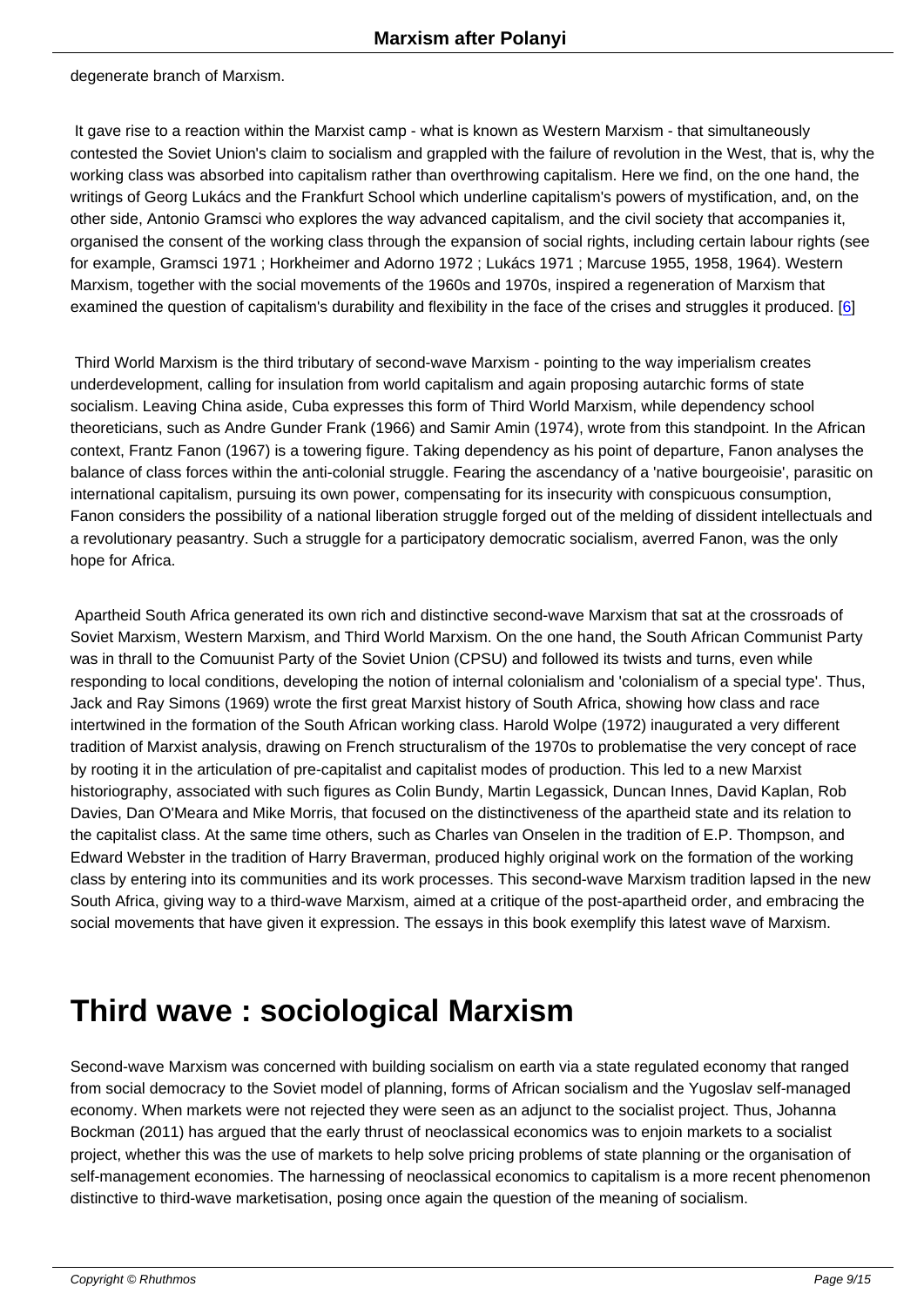degenerate branch of Marxism.

It gave rise to a reaction within the Marxist camp - what is known as Western Marxism - that simultaneously contested the Soviet Union's claim to socialism and grappled with the failure of revolution in the West, that is, why the working class was absorbed into capitalism rather than overthrowing capitalism. Here we find, on the one hand, the writings of Georg Lukács and the Frankfurt School which underline capitalism's powers of mystification, and, on the other side, Antonio Gramsci who explores the way advanced capitalism, and the civil society that accompanies it, organised the consent of the working class through the expansion of social rights, including certain labour rights (see for example, Gramsci 1971 ; Horkheimer and Adorno 1972 ; Lukács 1971 ; Marcuse 1955, 1958, 1964). Western Marxism, together with the social movements of the 1960s and 1970s, inspired a regeneration of Marxism that examined the question of capitalism's durability and flexibility in the face of the crises and struggles it produced. [6]

Third World Marxism is the third tributary of second-wave Marxism - pointing to the way imperialism creates underdevelopment, calling for insulation from world capitalism and again proposing autarchic forms of state socialism. Leaving China aside, Cuba expresses this form of Third World Marxism, while dependency school theoreticians, such as Andre Gunder Frank (1966) and Samir Amin (1974), wrote from this standpoint. In the African context, Frantz Fanon (1967) is a towering figure. Taking dependency as his point of departure, Fanon analyses the balance of class forces within the anti-colonial struggle. Fearing the ascendancy of a 'native bourgeoisie', parasitic on international capitalism, pursuing its own power, compensating for its insecurity with conspicuous consumption, Fanon considers the possibility of a national liberation struggle forged out of the melding of dissident intellectuals and a revolutionary peasantry. Such a struggle for a participatory democratic socialism, averred Fanon, was the only hope for Africa.

Apartheid South Africa generated its own rich and distinctive second-wave Marxism that sat at the crossroads of Soviet Marxism, Western Marxism, and Third World Marxism. On the one hand, the South African Communist Party was in thrall to the Comuunist Party of the Soviet Union (CPSU) and followed its twists and turns, even while responding to local conditions, developing the notion of internal colonialism and 'colonialism of a special type'. Thus, Jack and Ray Simons (1969) wrote the first great Marxist history of South Africa, showing how class and race intertwined in the formation of the South African working class. Harold Wolpe (1972) inaugurated a very different tradition of Marxist analysis, drawing on French structuralism of the 1970s to problematise the very concept of race by rooting it in the articulation of pre-capitalist and capitalist modes of production. This led to a new Marxist historiography, associated with such figures as Colin Bundy, Martin Legassick, Duncan Innes, David Kaplan, Rob Davies, Dan O'Meara and Mike Morris, that focused on the distinctiveness of the apartheid state and its relation to the capitalist class. At the same time others, such as Charles van Onselen in the tradition of E.P. Thompson, and Edward Webster in the tradition of Harry Braverman, produced highly original work on the formation of the working class by entering into its communities and its work processes. This second-wave Marxism tradition lapsed in the new South Africa, giving way to a third-wave Marxism, aimed at a critique of the post-apartheid order, and embracing the social movements that have given it expression. The essays in this book exemplify this latest wave of Marxism.

# Third wave : sociological Marxism

Second-wave Marxism was concerned with building socialism on earth via a state regulated economy that ranged from social democracy to the Soviet model of planning, forms of African socialism and the Yugoslav self-managed economy. When markets were not rejected they were seen as an adjunct to the socialist project. Thus, Johanna Bockman (2011) has argued that the early thrust of neoclassical economics was to enjoin markets to a socialist project, whether this was the use of markets to help solve pricing problems of state planning or the organisation of self-management economies. The harnessing of neoclassical economics to capitalism is a more recent phenomenon distinctive to third-wave marketisation, posing once again the question of the meaning of socialism.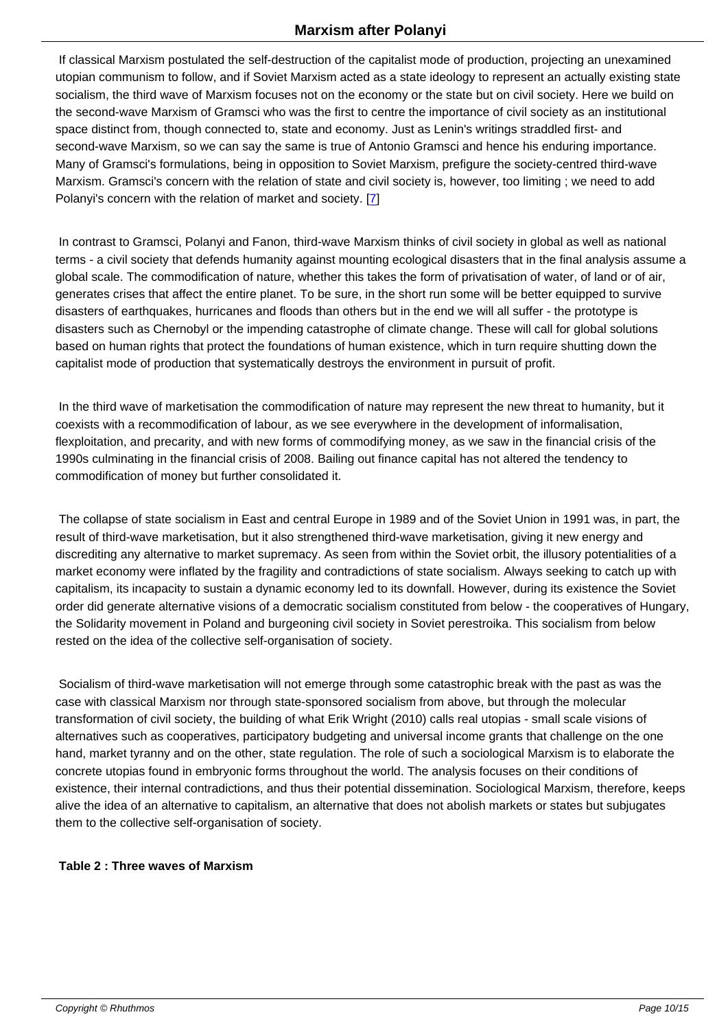If classical Marxism postulated the self-destruction of the capitalist mode of production, projecting an unexamined utopian communism to follow, and if Soviet Marxism acted as a state ideology to represent an actually existing state socialism, the third wave of Marxism focuses not on the economy or the state but on civil society. Here we build on the second-wave Marxism of Gramsci who was the first to centre the importance of civil society as an institutional space distinct from, though connected to, state and economy. Just as Lenin's writings straddled first- and second-wave Marxism, so we can say the same is true of Antonio Gramsci and hence his enduring importance. Many of Gramsci's formulations, being in opposition to Soviet Marxism, prefigure the society-centred third-wave Marxism. Gramsci's concern with the relation of state and civil society is, however, too limiting ; we need to add Polanyi's concern with the relation of market and society. [7]

In contrast to Gramsci, Polanyi and Fanon, third-wave Marxism thinks of civil society in global as well as national terms - a civil society that defends humanity against mounting ecological disasters that in the final analysis assume a global scale. The commodification of nature, whether this takes the form of privatisation of water, of land or of air, generates crises that affect the entire planet. To be sure, in the short run some will be better equipped to survive disasters of earthquakes, hurricanes and floods than others but in the end we will all suffer - the prototype is disasters such as Chernobyl or the impending catastrophe of climate change. These will call for global solutions based on human rights that protect the foundations of human existence, which in turn require shutting down the capitalist mode of production that systematically destroys the environment in pursuit of profit.

In the third wave of marketisation the commodification of nature may represent the new threat to humanity, but it coexists with a recommodification of labour, as we see everywhere in the development of informalisation, flexploitation, and precarity, and with new forms of commodifying money, as we saw in the financial crisis of the 1990s culminating in the financial crisis of 2008. Bailing out finance capital has not altered the tendency to commodification of money but further consolidated it.

The collapse of state socialism in East and central Europe in 1989 and of the Soviet Union in 1991 was, in part, the result of third-wave marketisation, but it also strengthened third-wave marketisation, giving it new energy and discrediting any alternative to market supremacy. As seen from within the Soviet orbit, the illusory potentialities of a market economy were inflated by the fragility and contradictions of state socialism. Always seeking to catch up with capitalism, its incapacity to sustain a dynamic economy led to its downfall. However, during its existence the Soviet order did generate alternative visions of a democratic socialism constituted from below - the cooperatives of Hungary, the Solidarity movement in Poland and burgeoning civil society in Soviet perestroika. This socialism from below rested on the idea of the collective self-organisation of society.

Socialism of third-wave marketisation will not emerge through some catastrophic break with the past as was the case with classical Marxism nor through state-sponsored socialism from above, but through the molecular transformation of civil society, the building of what Erik Wright (2010) calls real utopias - small scale visions of alternatives such as cooperatives, participatory budgeting and universal income grants that challenge on the one hand, market tyranny and on the other, state regulation. The role of such a sociological Marxism is to elaborate the concrete utopias found in embryonic forms throughout the world. The analysis focuses on their conditions of existence, their internal contradictions, and thus their potential dissemination. Sociological Marxism, therefore, keeps alive the idea of an alternative to capitalism, an alternative that does not abolish markets or states but subjugates them to the collective self-organisation of society.

**Table 2 : Three waves of Marxism**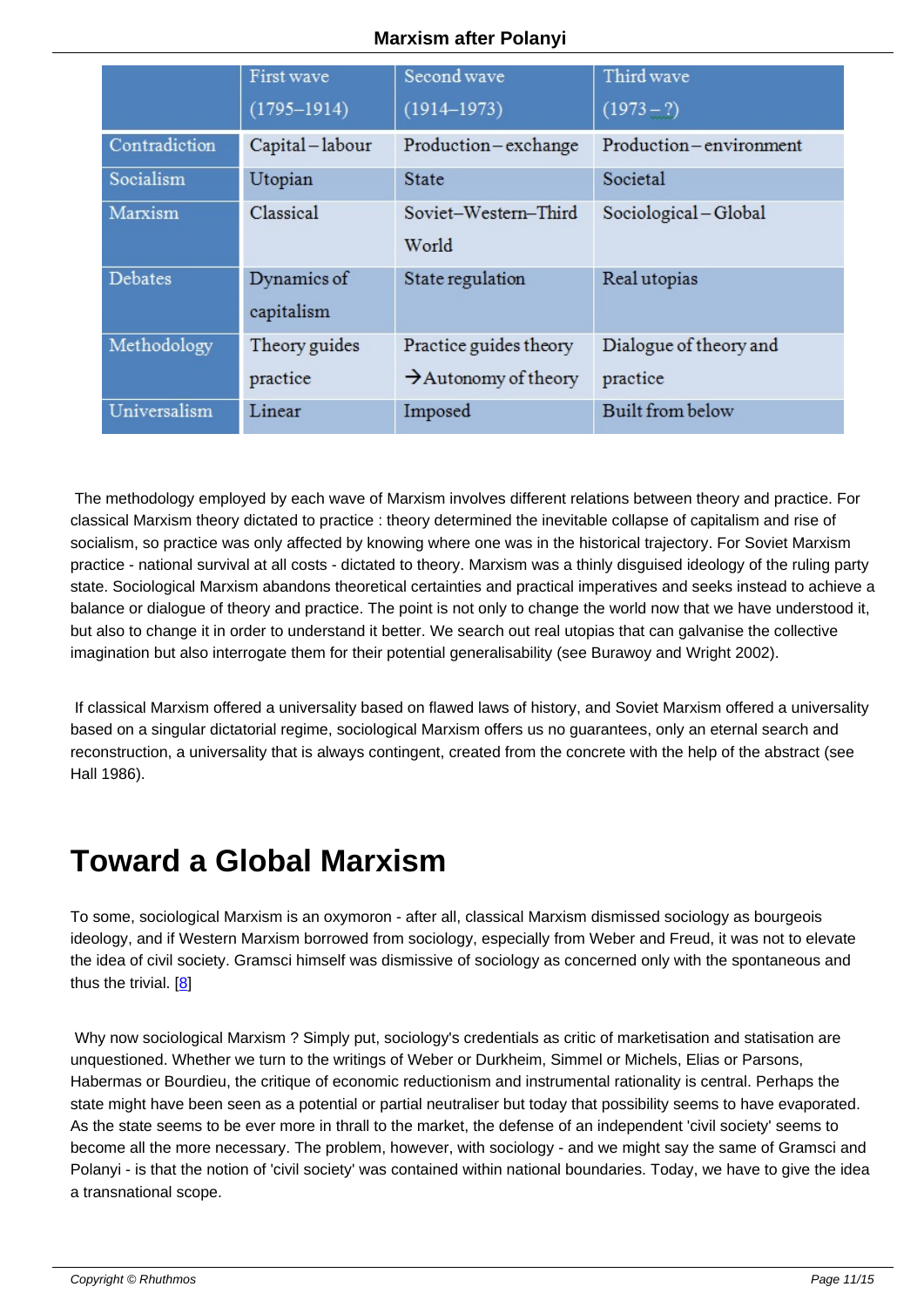| | First wave (1795–1914) | Second wave (1914–1973) | Third wave (1973 – ?) |
|---|---|---|---|
| Contradiction | Capital – labour | Production – exchange | Production – environment |
| Socialism | Utopian | State | Societal |
| Marxism | Classical | Soviet–Western–Third World | Sociological – Global |
| Debates | Dynamics of capitalism | State regulation | Real utopias |
| Methodology | Theory guides practice | Practice guides theory →Autonomy of theory | Dialogue of theory and practice |
| Universalism | Linear | Imposed | Built from below |

The methodology employed by each wave of Marxism involves different relations between theory and practice. For classical Marxism theory dictated to practice : theory determined the inevitable collapse of capitalism and rise of socialism, so practice was only affected by knowing where one was in the historical trajectory. For Soviet Marxism practice - national survival at all costs - dictated to theory. Marxism was a thinly disguised ideology of the ruling party state. Sociological Marxism abandons theoretical certainties and practical imperatives and seeks instead to achieve a balance or dialogue of theory and practice. The point is not only to change the world now that we have understood it, but also to change it in order to understand it better. We search out real utopias that can galvanise the collective imagination but also interrogate them for their potential generalisability (see Burawoy and Wright 2002).

If classical Marxism offered a universality based on flawed laws of history, and Soviet Marxism offered a universality based on a singular dictatorial regime, sociological Marxism offers us no guarantees, only an eternal search and reconstruction, a universality that is always contingent, created from the concrete with the help of the abstract (see Hall 1986).

# Toward a Global Marxism

To some, sociological Marxism is an oxymoron - after all, classical Marxism dismissed sociology as bourgeois ideology, and if Western Marxism borrowed from sociology, especially from Weber and Freud, it was not to elevate the idea of civil society. Gramsci himself was dismissive of sociology as concerned only with the spontaneous and thus the trivial. [8]

Why now sociological Marxism ? Simply put, sociology's credentials as critic of marketisation and statisation are unquestioned. Whether we turn to the writings of Weber or Durkheim, Simmel or Michels, Elias or Parsons, Habermas or Bourdieu, the critique of economic reductionism and instrumental rationality is central. Perhaps the state might have been seen as a potential or partial neutraliser but today that possibility seems to have evaporated. As the state seems to be ever more in thrall to the market, the defense of an independent 'civil society' seems to become all the more necessary. The problem, however, with sociology - and we might say the same of Gramsci and Polanyi - is that the notion of 'civil society' was contained within national boundaries. Today, we have to give the idea a transnational scope.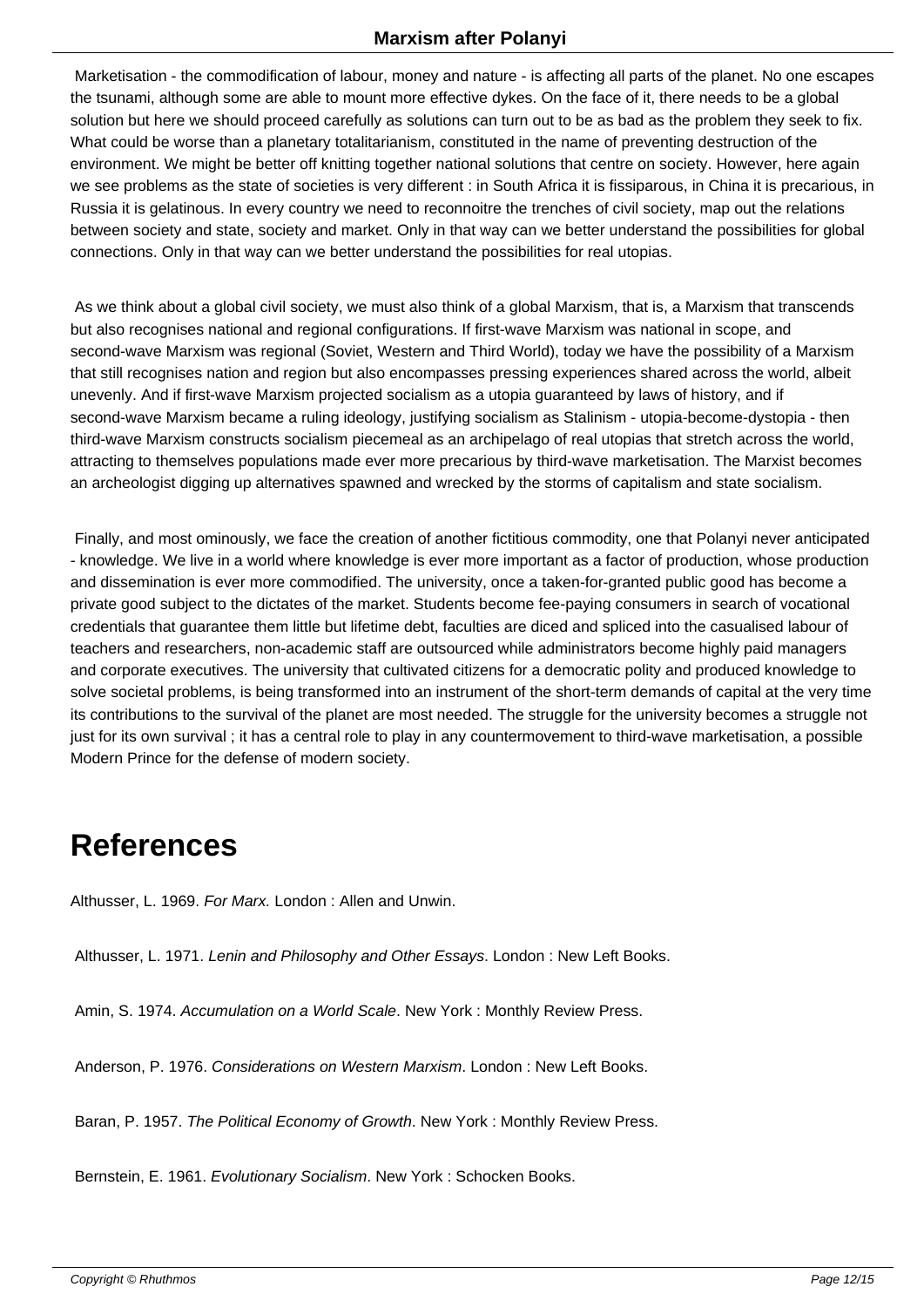Marketisation - the commodification of labour, money and nature - is affecting all parts of the planet. No one escapes the tsunami, although some are able to mount more effective dykes. On the face of it, there needs to be a global solution but here we should proceed carefully as solutions can turn out to be as bad as the problem they seek to fix. What could be worse than a planetary totalitarianism, constituted in the name of preventing destruction of the environment. We might be better off knitting together national solutions that centre on society. However, here again we see problems as the state of societies is very different : in South Africa it is fissiparous, in China it is precarious, in Russia it is gelatinous. In every country we need to reconnoitre the trenches of civil society, map out the relations between society and state, society and market. Only in that way can we better understand the possibilities for global connections. Only in that way can we better understand the possibilities for real utopias.

As we think about a global civil society, we must also think of a global Marxism, that is, a Marxism that transcends but also recognises national and regional configurations. If first-wave Marxism was national in scope, and second-wave Marxism was regional (Soviet, Western and Third World), today we have the possibility of a Marxism that still recognises nation and region but also encompasses pressing experiences shared across the world, albeit unevenly. And if first-wave Marxism projected socialism as a utopia guaranteed by laws of history, and if second-wave Marxism became a ruling ideology, justifying socialism as Stalinism - utopia-become-dystopia - then third-wave Marxism constructs socialism piecemeal as an archipelago of real utopias that stretch across the world, attracting to themselves populations made ever more precarious by third-wave marketisation. The Marxist becomes an archeologist digging up alternatives spawned and wrecked by the storms of capitalism and state socialism.

Finally, and most ominously, we face the creation of another fictitious commodity, one that Polanyi never anticipated - knowledge. We live in a world where knowledge is ever more important as a factor of production, whose production and dissemination is ever more commodified. The university, once a taken-for-granted public good has become a private good subject to the dictates of the market. Students become fee-paying consumers in search of vocational credentials that guarantee them little but lifetime debt, faculties are diced and spliced into the casualised labour of teachers and researchers, non-academic staff are outsourced while administrators become highly paid managers and corporate executives. The university that cultivated citizens for a democratic polity and produced knowledge to solve societal problems, is being transformed into an instrument of the short-term demands of capital at the very time its contributions to the survival of the planet are most needed. The struggle for the university becomes a struggle not just for its own survival ; it has a central role to play in any countermovement to third-wave marketisation, a possible Modern Prince for the defense of modern society.

# References

Althusser, L. 1969. *For Marx.* London : Allen and Unwin.

Althusser, L. 1971. *Lenin and Philosophy and Other Essays*. London : New Left Books.

Amin, S. 1974. *Accumulation on a World Scale*. New York : Monthly Review Press.

Anderson, P. 1976. *Considerations on Western Marxism*. London : New Left Books.

Baran, P. 1957. *The Political Economy of Growth*. New York : Monthly Review Press.

Bernstein, E. 1961. *Evolutionary Socialism*. New York : Schocken Books.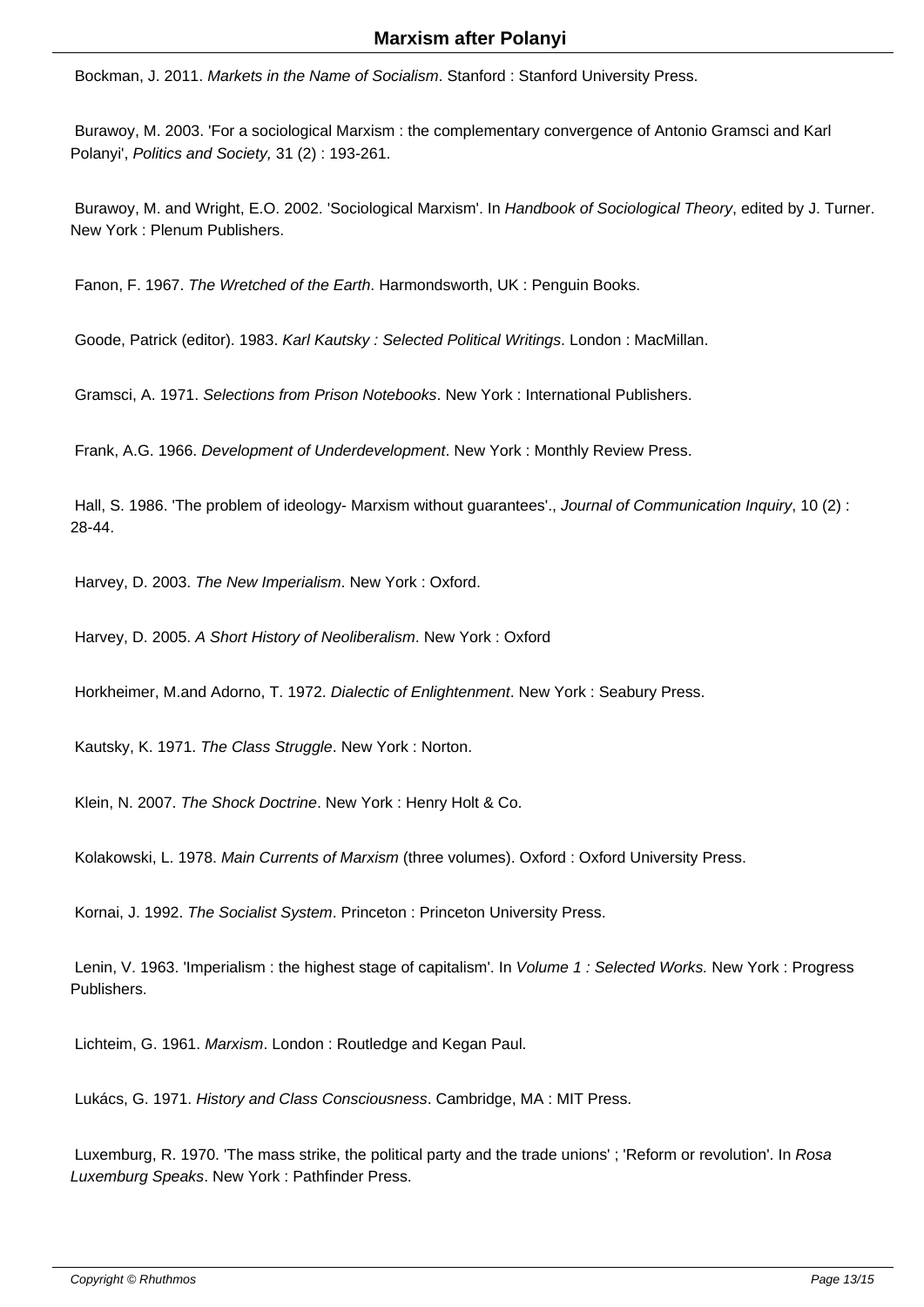Bockman, J. 2011. *Markets in the Name of Socialism*. Stanford : Stanford University Press.

Burawoy, M. 2003. 'For a sociological Marxism : the complementary convergence of Antonio Gramsci and Karl Polanyi', *Politics and Society,* 31 (2) : 193-261.

Burawoy, M. and Wright, E.O. 2002. 'Sociological Marxism'. In *Handbook of Sociological Theory*, edited by J. Turner. New York : Plenum Publishers.

Fanon, F. 1967. *The Wretched of the Earth*. Harmondsworth, UK : Penguin Books.

Goode, Patrick (editor). 1983. *Karl Kautsky : Selected Political Writings*. London : MacMillan.

Gramsci, A. 1971. *Selections from Prison Notebooks*. New York : International Publishers.

Frank, A.G. 1966. *Development of Underdevelopment*. New York : Monthly Review Press.

Hall, S. 1986. 'The problem of ideology- Marxism without guarantees'., *Journal of Communication Inquiry*, 10 (2) : 28-44.

Harvey, D. 2003. *The New Imperialism*. New York : Oxford.

Harvey, D. 2005. *A Short History of Neoliberalism*. New York : Oxford

Horkheimer, M.and Adorno, T. 1972. *Dialectic of Enlightenment*. New York : Seabury Press.

Kautsky, K. 1971. *The Class Struggle*. New York : Norton.

Klein, N. 2007. *The Shock Doctrine*. New York : Henry Holt & Co.

Kolakowski, L. 1978. *Main Currents of Marxism* (three volumes). Oxford : Oxford University Press.

Kornai, J. 1992. *The Socialist System*. Princeton : Princeton University Press.

Lenin, V. 1963. 'Imperialism : the highest stage of capitalism'. In *Volume 1 : Selected Works.* New York : Progress Publishers.

Lichteim, G. 1961. *Marxism*. London : Routledge and Kegan Paul.

Lukács, G. 1971. *History and Class Consciousness*. Cambridge, MA : MIT Press.

Luxemburg, R. 1970. 'The mass strike, the political party and the trade unions' ; 'Reform or revolution'. In *Rosa Luxemburg Speaks*. New York : Pathfinder Press.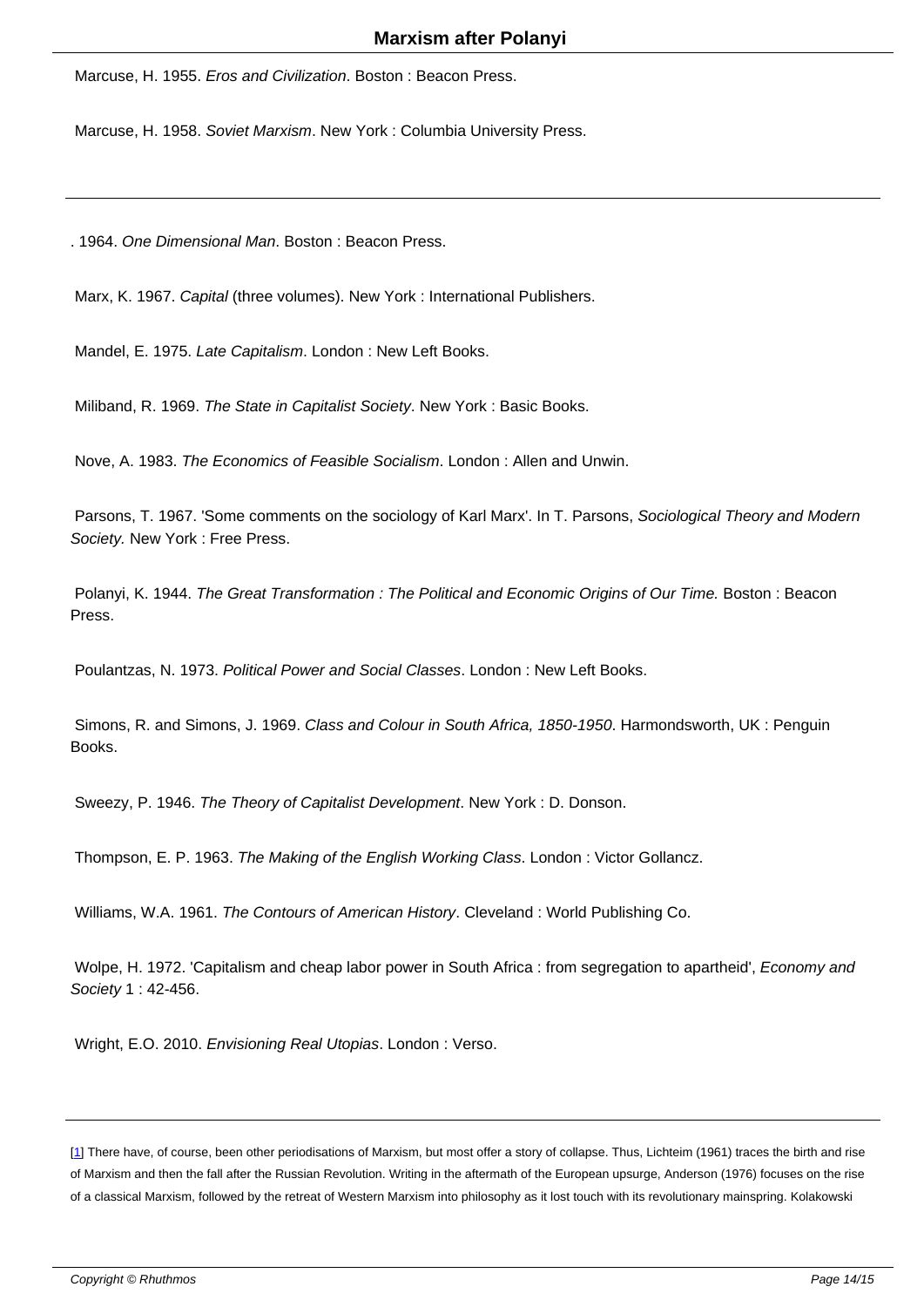Marcuse, H. 1955. *Eros and Civilization*. Boston : Beacon Press.

Marcuse, H. 1958. *Soviet Marxism*. New York : Columbia University Press.

---

. 1964. *One Dimensional Man*. Boston : Beacon Press.

Marx, K. 1967. *Capital* (three volumes). New York : International Publishers.

Mandel, E. 1975. *Late Capitalism*. London : New Left Books.

Miliband, R. 1969. *The State in Capitalist Society*. New York : Basic Books.

Nove, A. 1983. *The Economics of Feasible Socialism*. London : Allen and Unwin.

Parsons, T. 1967. 'Some comments on the sociology of Karl Marx'. In T. Parsons, *Sociological Theory and Modern Society.* New York : Free Press.

Polanyi, K. 1944. *The Great Transformation : The Political and Economic Origins of Our Time.* Boston : Beacon Press.

Poulantzas, N. 1973. *Political Power and Social Classes*. London : New Left Books.

Simons, R. and Simons, J. 1969. *Class and Colour in South Africa, 1850-1950*. Harmondsworth, UK : Penguin Books.

Sweezy, P. 1946. *The Theory of Capitalist Development*. New York : D. Donson.

Thompson, E. P. 1963. *The Making of the English Working Class*. London : Victor Gollancz.

Williams, W.A. 1961. *The Contours of American History*. Cleveland : World Publishing Co.

Wolpe, H. 1972. 'Capitalism and cheap labor power in South Africa : from segregation to apartheid', *Economy and Society* 1 : 42-456.

Wright, E.O. 2010. *Envisioning Real Utopias*. London : Verso.

---

[1] There have, of course, been other periodisations of Marxism, but most offer a story of collapse. Thus, Lichteim (1961) traces the birth and rise of Marxism and then the fall after the Russian Revolution. Writing in the aftermath of the European upsurge, Anderson (1976) focuses on the rise of a classical Marxism, followed by the retreat of Western Marxism into philosophy as it lost touch with its revolutionary mainspring. Kolakowski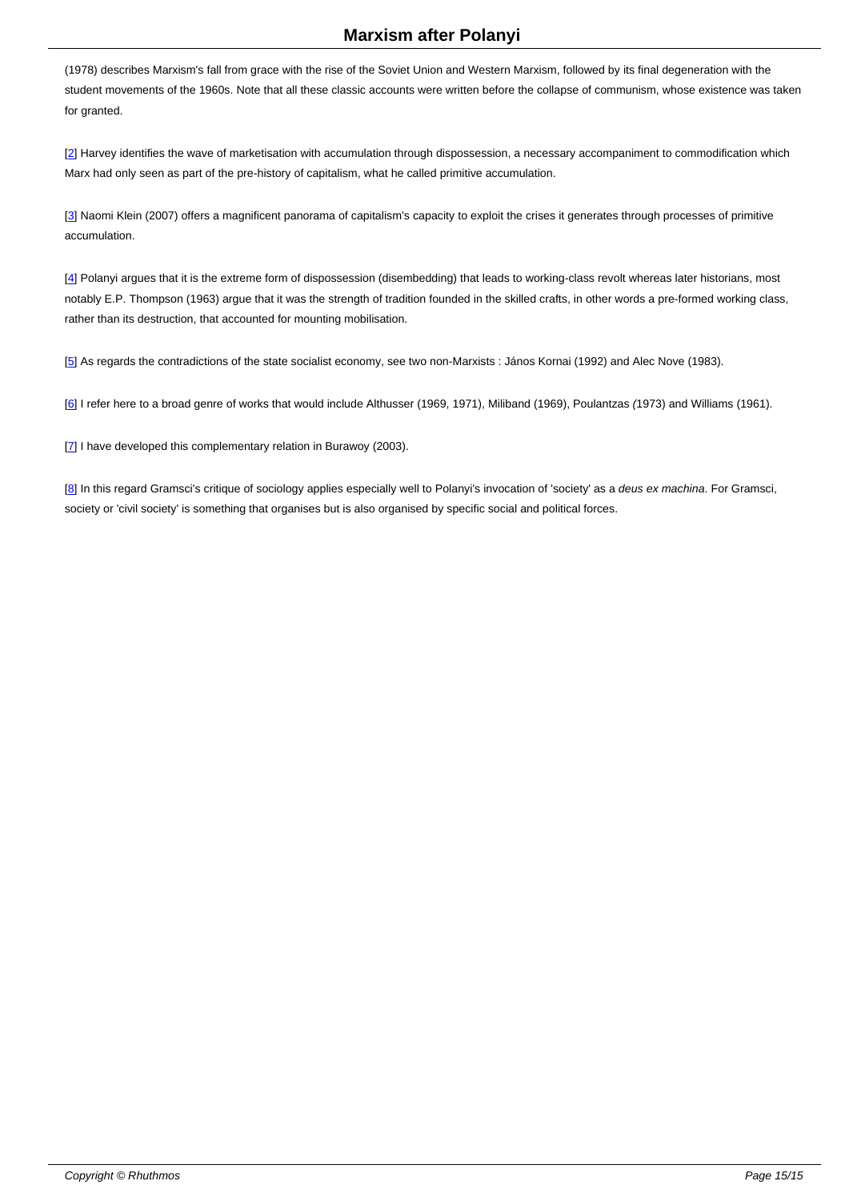(1978) describes Marxism's fall from grace with the rise of the Soviet Union and Western Marxism, followed by its final degeneration with the student movements of the 1960s. Note that all these classic accounts were written before the collapse of communism, whose existence was taken for granted.

[2] Harvey identifies the wave of marketisation with accumulation through dispossession, a necessary accompaniment to commodification which Marx had only seen as part of the pre-history of capitalism, what he called primitive accumulation.

[3] Naomi Klein (2007) offers a magnificent panorama of capitalism's capacity to exploit the crises it generates through processes of primitive accumulation.

[4] Polanyi argues that it is the extreme form of dispossession (disembedding) that leads to working-class revolt whereas later historians, most notably E.P. Thompson (1963) argue that it was the strength of tradition founded in the skilled crafts, in other words a pre-formed working class, rather than its destruction, that accounted for mounting mobilisation.

[5] As regards the contradictions of the state socialist economy, see two non-Marxists : János Kornai (1992) and Alec Nove (1983).

[6] I refer here to a broad genre of works that would include Althusser (1969, 1971), Miliband (1969), Poulantzas *(*1973) and Williams (1961).

[7] I have developed this complementary relation in Burawoy (2003).

[8] In this regard Gramsci's critique of sociology applies especially well to Polanyi's invocation of 'society' as a *deus ex machina*. For Gramsci, society or 'civil society' is something that organises but is also organised by specific social and political forces.